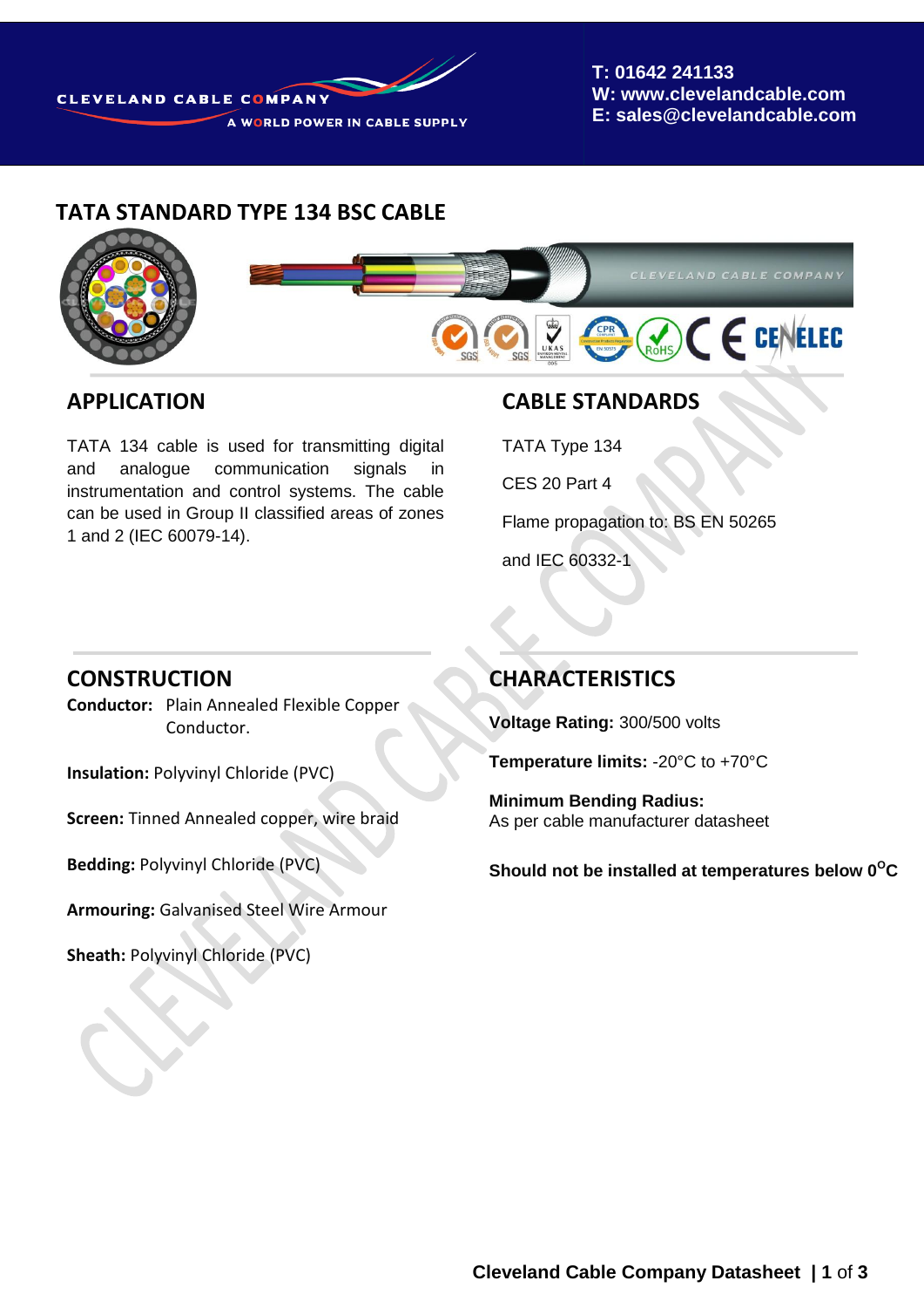CLEVELAND CABLE COMPANY
A WORLD POWER IN CABLE SUPPLY

T: 01642 241133
W: www.clevelandcable.com
E: sales@clevelandcable.com

# TATA STANDARD TYPE 134 BSC CABLE

## APPLICATION

TATA 134 cable is used for transmitting digital and analogue communication signals in instrumentation and control systems. The cable can be used in Group II classified areas of zones 1 and 2 (IEC 60079-14).

## CABLE STANDARDS

TATA Type 134

CES 20 Part 4

Flame propagation to: BS EN 50265

and IEC 60332-1

## CONSTRUCTION

**Conductor:** Plain Annealed Flexible Copper Conductor.

**Insulation:** Polyvinyl Chloride (PVC)

**Screen:** Tinned Annealed copper, wire braid

**Bedding:** Polyvinyl Chloride (PVC)

**Armouring:** Galvanised Steel Wire Armour

**Sheath:** Polyvinyl Chloride (PVC)

## CHARACTERISTICS

**Voltage Rating:** 300/500 volts

**Temperature limits:** -20°C to +70°C

**Minimum Bending Radius:**
As per cable manufacturer datasheet

**Should not be installed at temperatures below 0°C**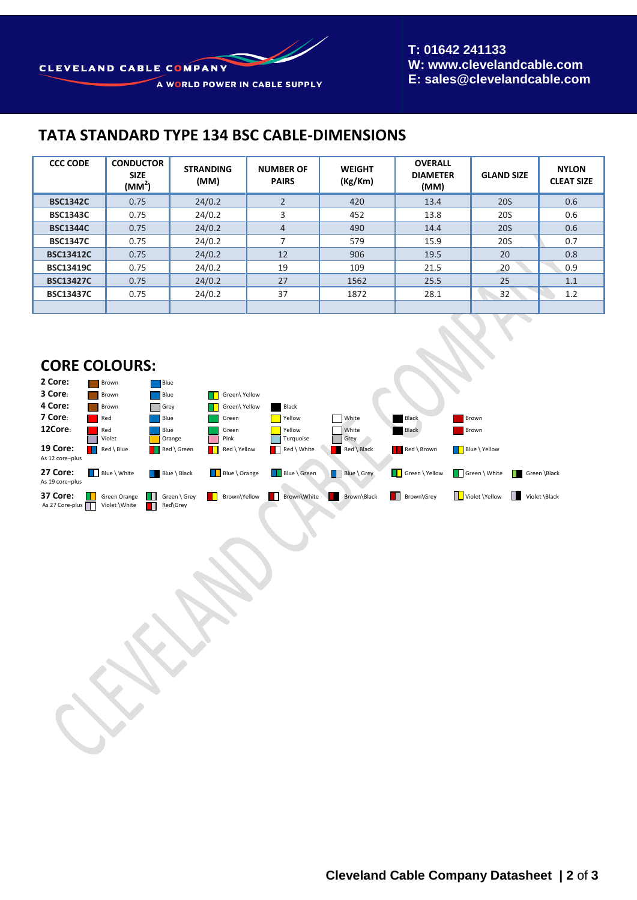# TATA STANDARD TYPE 134 BSC CABLE-DIMENSIONS

| CCC CODE | CONDUCTOR SIZE ($MM^2$) | STRANDING (MM) | NUMBER OF PAIRS | WEIGHT (Kg/Km) | OVERALL DIAMETER (MM) | GLAND SIZE | NYLON CLEAT SIZE |
|---|---|---|---|---|---|---|---|
| BSC1342C | 0.75 | 24/0.2 | 2 | 420 | 13.4 | 20S | 0.6 |
| BSC1343C | 0.75 | 24/0.2 | 3 | 452 | 13.8 | 20S | 0.6 |
| BSC1344C | 0.75 | 24/0.2 | 4 | 490 | 14.4 | 20S | 0.6 |
| BSC1347C | 0.75 | 24/0.2 | 7 | 579 | 15.9 | 20S | 0.7 |
| BSC13412C | 0.75 | 24/0.2 | 12 | 906 | 19.5 | 20 | 0.8 |
| BSC13419C | 0.75 | 24/0.2 | 19 | 109 | 21.5 | 20 | 0.9 |
| BSC13427C | 0.75 | 24/0.2 | 27 | 1562 | 25.5 | 25 | 1.1 |
| BSC13437C | 0.75 | 24/0.2 | 37 | 1872 | 28.1 | 32 | 1.2 |
| | | | | | | | |

## CORE COLOURS:

**2 Core:** Brown, Blue

**3 Core:** Brown, Blue, Green\ Yellow

**4 Core:** Brown, Grey, Green\ Yellow, Black

**7 Core:** Red, Blue, Green, Yellow, White, Black, Brown

**12Core:** Red, Blue, Green, Yellow, White, Black, Brown, Violet, Orange, Pink, Turquoise, Grey

**19 Core:** As 12 core–plus Red \ Blue, Red \ Green, Red \ Yellow, Red \ White, Red \ Black, Red \ Brown, Blue \ Yellow

**27 Core:** As 19 core–plus Blue \ White, Blue \ Black, Blue \ Orange, Blue \ Green, Blue \ Grey, Green \ Yellow, Green \ White, Green \Black

**37 Core:** As 27 Core-plus Green Orange, Green \ Grey, Brown\Yellow, Brown\White, Brown\Black, Brown\Grey, Violet \Yellow, Violet \Black, Violet \White, Red\Grey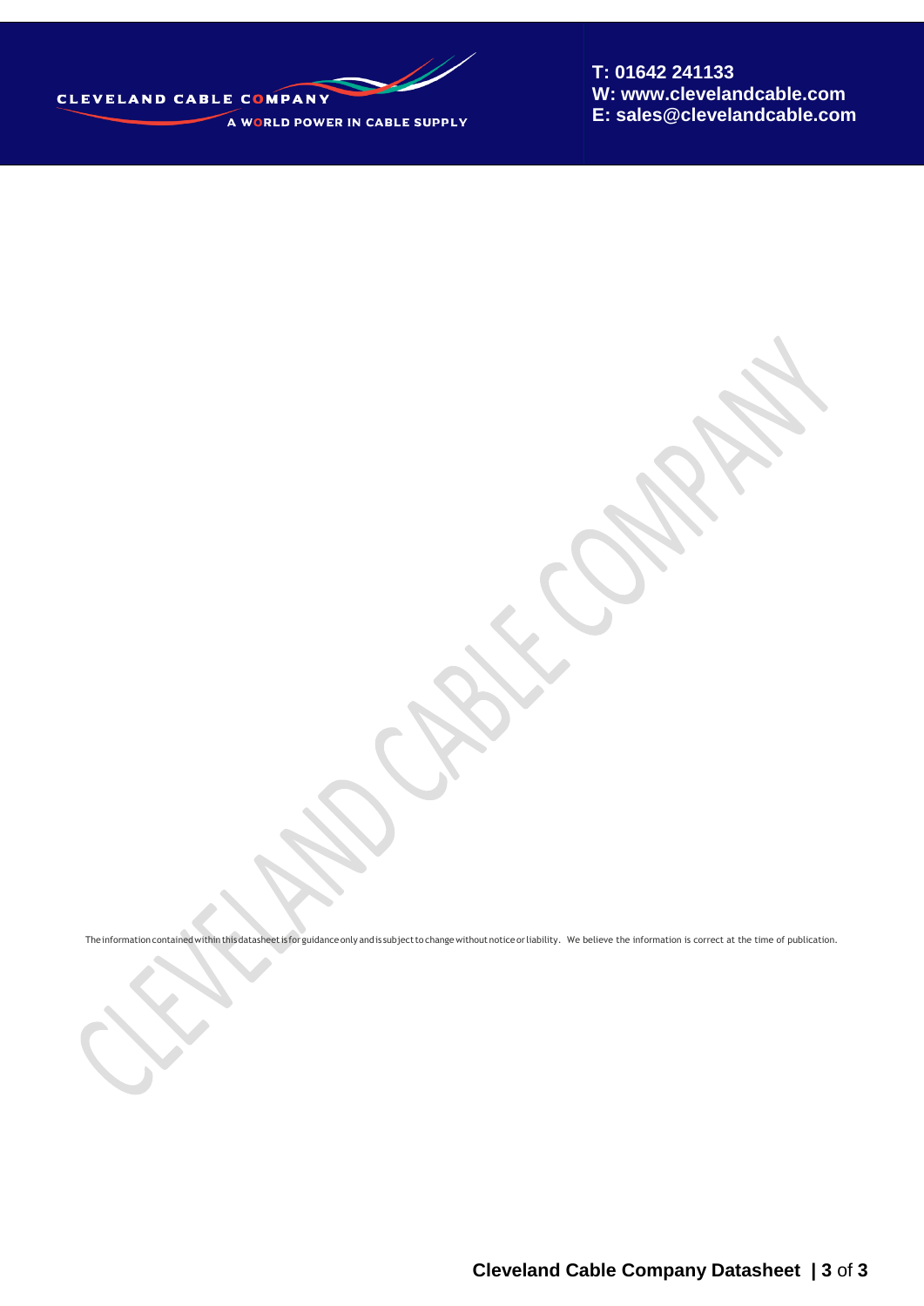The information contained within this datasheet is for guidance only and is subject to change without notice or liability. We believe the information is correct at the time of publication.